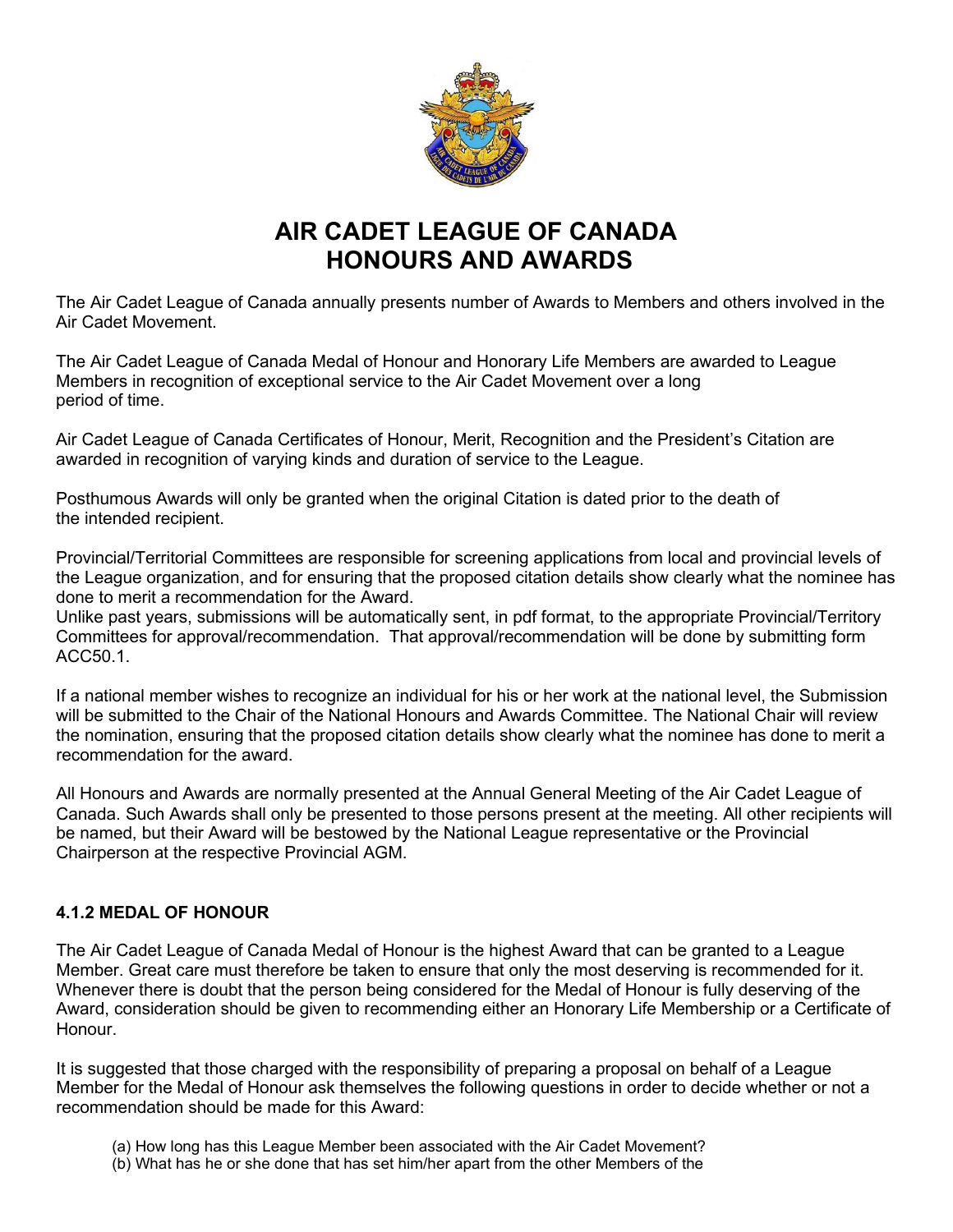# AIR CADET LEAGUE OF CANADA
# HONOURS AND AWARDS

The Air Cadet League of Canada annually presents number of Awards to Members and others involved in the Air Cadet Movement.

The Air Cadet League of Canada Medal of Honour and Honorary Life Members are awarded to League Members in recognition of exceptional service to the Air Cadet Movement over a long period of time.

Air Cadet League of Canada Certificates of Honour, Merit, Recognition and the President's Citation are awarded in recognition of varying kinds and duration of service to the League.

Posthumous Awards will only be granted when the original Citation is dated prior to the death of the intended recipient.

Provincial/Territorial Committees are responsible for screening applications from local and provincial levels of the League organization, and for ensuring that the proposed citation details show clearly what the nominee has done to merit a recommendation for the Award.
Unlike past years, submissions will be automatically sent, in pdf format, to the appropriate Provincial/Territory Committees for approval/recommendation. That approval/recommendation will be done by submitting form ACC50.1.

If a national member wishes to recognize an individual for his or her work at the national level, the Submission will be submitted to the Chair of the National Honours and Awards Committee. The National Chair will review the nomination, ensuring that the proposed citation details show clearly what the nominee has done to merit a recommendation for the award.

All Honours and Awards are normally presented at the Annual General Meeting of the Air Cadet League of Canada. Such Awards shall only be presented to those persons present at the meeting. All other recipients will be named, but their Award will be bestowed by the National League representative or the Provincial Chairperson at the respective Provincial AGM.

### 4.1.2 MEDAL OF HONOUR

The Air Cadet League of Canada Medal of Honour is the highest Award that can be granted to a League Member. Great care must therefore be taken to ensure that only the most deserving is recommended for it. Whenever there is doubt that the person being considered for the Medal of Honour is fully deserving of the Award, consideration should be given to recommending either an Honorary Life Membership or a Certificate of Honour.

It is suggested that those charged with the responsibility of preparing a proposal on behalf of a League Member for the Medal of Honour ask themselves the following questions in order to decide whether or not a recommendation should be made for this Award:

(a) How long has this League Member been associated with the Air Cadet Movement?
(b) What has he or she done that has set him/her apart from the other Members of the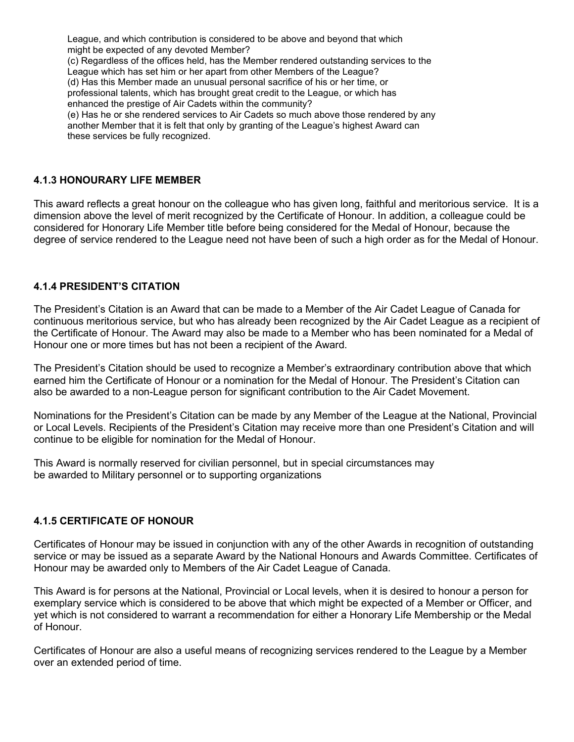League, and which contribution is considered to be above and beyond that which might be expected of any devoted Member?
(c) Regardless of the offices held, has the Member rendered outstanding services to the League which has set him or her apart from other Members of the League?
(d) Has this Member made an unusual personal sacrifice of his or her time, or professional talents, which has brought great credit to the League, or which has enhanced the prestige of Air Cadets within the community?
(e) Has he or she rendered services to Air Cadets so much above those rendered by any another Member that it is felt that only by granting of the League's highest Award can these services be fully recognized.

### 4.1.3 HONOURARY LIFE MEMBER

This award reflects a great honour on the colleague who has given long, faithful and meritorious service. It is a dimension above the level of merit recognized by the Certificate of Honour. In addition, a colleague could be considered for Honorary Life Member title before being considered for the Medal of Honour, because the degree of service rendered to the League need not have been of such a high order as for the Medal of Honour.

### 4.1.4 PRESIDENT'S CITATION

The President's Citation is an Award that can be made to a Member of the Air Cadet League of Canada for continuous meritorious service, but who has already been recognized by the Air Cadet League as a recipient of the Certificate of Honour. The Award may also be made to a Member who has been nominated for a Medal of Honour one or more times but has not been a recipient of the Award.

The President's Citation should be used to recognize a Member's extraordinary contribution above that which earned him the Certificate of Honour or a nomination for the Medal of Honour. The President's Citation can also be awarded to a non-League person for significant contribution to the Air Cadet Movement.

Nominations for the President's Citation can be made by any Member of the League at the National, Provincial or Local Levels. Recipients of the President's Citation may receive more than one President's Citation and will continue to be eligible for nomination for the Medal of Honour.

This Award is normally reserved for civilian personnel, but in special circumstances may be awarded to Military personnel or to supporting organizations

### 4.1.5 CERTIFICATE OF HONOUR

Certificates of Honour may be issued in conjunction with any of the other Awards in recognition of outstanding service or may be issued as a separate Award by the National Honours and Awards Committee. Certificates of Honour may be awarded only to Members of the Air Cadet League of Canada.

This Award is for persons at the National, Provincial or Local levels, when it is desired to honour a person for exemplary service which is considered to be above that which might be expected of a Member or Officer, and yet which is not considered to warrant a recommendation for either a Honorary Life Membership or the Medal of Honour.

Certificates of Honour are also a useful means of recognizing services rendered to the League by a Member over an extended period of time.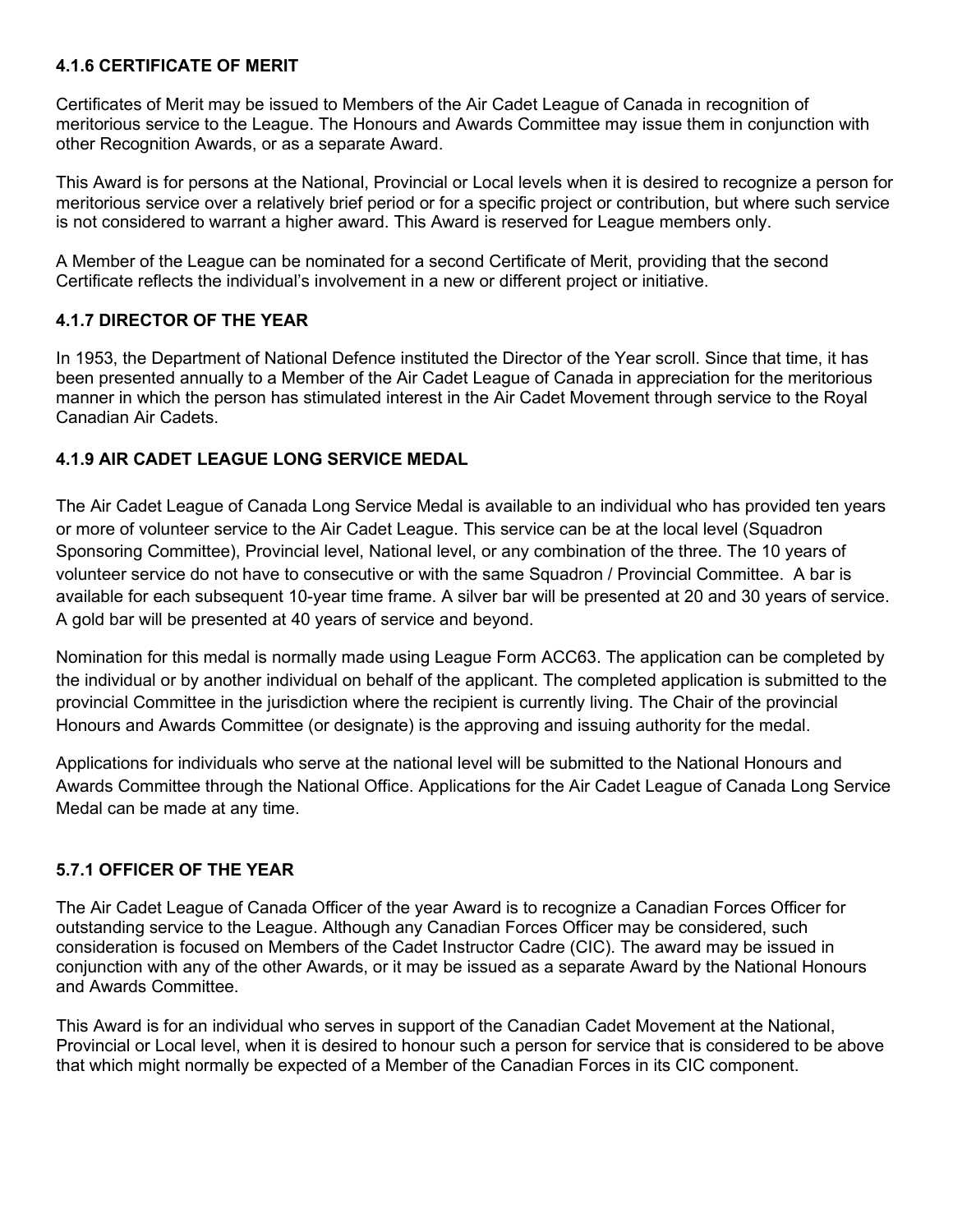### 4.1.6 CERTIFICATE OF MERIT

Certificates of Merit may be issued to Members of the Air Cadet League of Canada in recognition of meritorious service to the League. The Honours and Awards Committee may issue them in conjunction with other Recognition Awards, or as a separate Award.

This Award is for persons at the National, Provincial or Local levels when it is desired to recognize a person for meritorious service over a relatively brief period or for a specific project or contribution, but where such service is not considered to warrant a higher award. This Award is reserved for League members only.

A Member of the League can be nominated for a second Certificate of Merit, providing that the second Certificate reflects the individual's involvement in a new or different project or initiative.

### 4.1.7 DIRECTOR OF THE YEAR

In 1953, the Department of National Defence instituted the Director of the Year scroll. Since that time, it has been presented annually to a Member of the Air Cadet League of Canada in appreciation for the meritorious manner in which the person has stimulated interest in the Air Cadet Movement through service to the Royal Canadian Air Cadets.

### 4.1.9 AIR CADET LEAGUE LONG SERVICE MEDAL

The Air Cadet League of Canada Long Service Medal is available to an individual who has provided ten years or more of volunteer service to the Air Cadet League. This service can be at the local level (Squadron Sponsoring Committee), Provincial level, National level, or any combination of the three. The 10 years of volunteer service do not have to consecutive or with the same Squadron / Provincial Committee. A bar is available for each subsequent 10-year time frame. A silver bar will be presented at 20 and 30 years of service. A gold bar will be presented at 40 years of service and beyond.

Nomination for this medal is normally made using League Form ACC63. The application can be completed by the individual or by another individual on behalf of the applicant. The completed application is submitted to the provincial Committee in the jurisdiction where the recipient is currently living. The Chair of the provincial Honours and Awards Committee (or designate) is the approving and issuing authority for the medal.

Applications for individuals who serve at the national level will be submitted to the National Honours and Awards Committee through the National Office. Applications for the Air Cadet League of Canada Long Service Medal can be made at any time.

### 5.7.1 OFFICER OF THE YEAR

The Air Cadet League of Canada Officer of the year Award is to recognize a Canadian Forces Officer for outstanding service to the League. Although any Canadian Forces Officer may be considered, such consideration is focused on Members of the Cadet Instructor Cadre (CIC). The award may be issued in conjunction with any of the other Awards, or it may be issued as a separate Award by the National Honours and Awards Committee.

This Award is for an individual who serves in support of the Canadian Cadet Movement at the National, Provincial or Local level, when it is desired to honour such a person for service that is considered to be above that which might normally be expected of a Member of the Canadian Forces in its CIC component.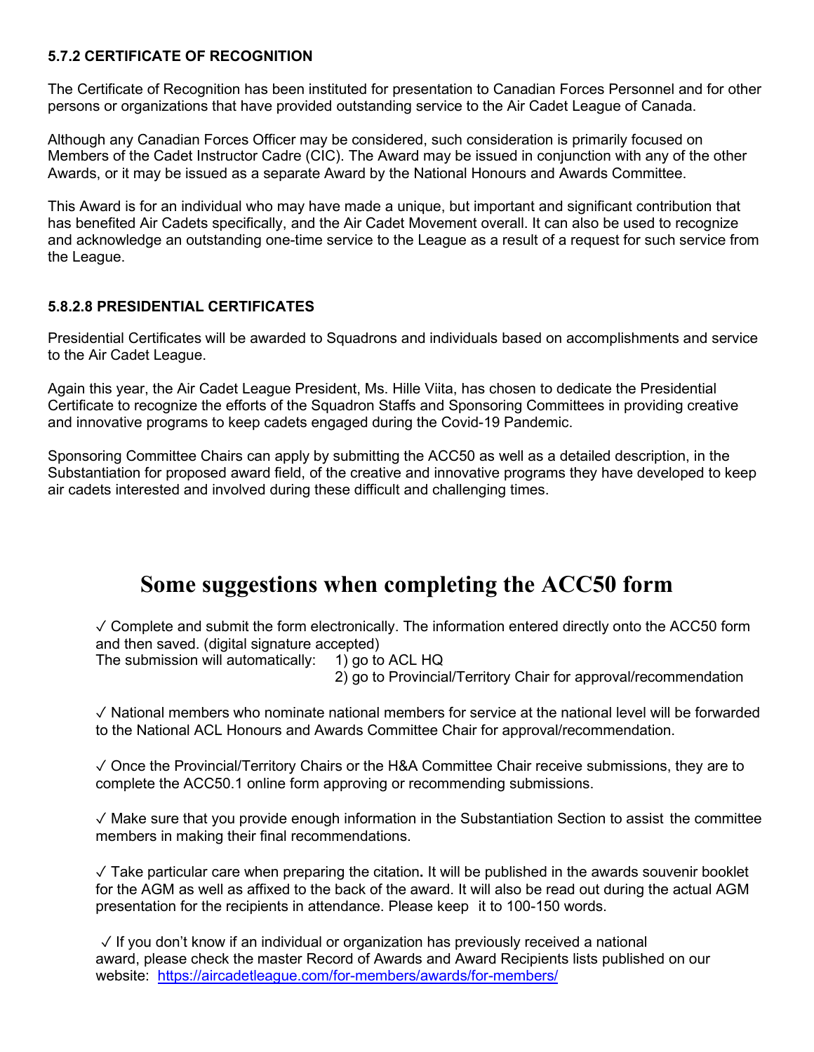#### 5.7.2 CERTIFICATE OF RECOGNITION

The Certificate of Recognition has been instituted for presentation to Canadian Forces Personnel and for other persons or organizations that have provided outstanding service to the Air Cadet League of Canada.

Although any Canadian Forces Officer may be considered, such consideration is primarily focused on Members of the Cadet Instructor Cadre (CIC). The Award may be issued in conjunction with any of the other Awards, or it may be issued as a separate Award by the National Honours and Awards Committee.

This Award is for an individual who may have made a unique, but important and significant contribution that has benefited Air Cadets specifically, and the Air Cadet Movement overall. It can also be used to recognize and acknowledge an outstanding one-time service to the League as a result of a request for such service from the League.

#### 5.8.2.8 PRESIDENTIAL CERTIFICATES

Presidential Certificates will be awarded to Squadrons and individuals based on accomplishments and service to the Air Cadet League.

Again this year, the Air Cadet League President, Ms. Hille Viita, has chosen to dedicate the Presidential Certificate to recognize the efforts of the Squadron Staffs and Sponsoring Committees in providing creative and innovative programs to keep cadets engaged during the Covid-19 Pandemic.

Sponsoring Committee Chairs can apply by submitting the ACC50 as well as a detailed description, in the Substantiation for proposed award field, of the creative and innovative programs they have developed to keep air cadets interested and involved during these difficult and challenging times.

## Some suggestions when completing the ACC50 form

✓ Complete and submit the form electronically. The information entered directly onto the ACC50 form and then saved. (digital signature accepted)
The submission will automatically: 1) go to ACL HQ
2) go to Provincial/Territory Chair for approval/recommendation

✓ National members who nominate national members for service at the national level will be forwarded to the National ACL Honours and Awards Committee Chair for approval/recommendation.

✓ Once the Provincial/Territory Chairs or the H&A Committee Chair receive submissions, they are to complete the ACC50.1 online form approving or recommending submissions.

✓ Make sure that you provide enough information in the Substantiation Section to assist the committee members in making their final recommendations.

✓ Take particular care when preparing the citation**.** It will be published in the awards souvenir booklet for the AGM as well as affixed to the back of the award. It will also be read out during the actual AGM presentation for the recipients in attendance. Please keep it to 100-150 words.

✓ If you don't know if an individual or organization has previously received a national award, please check the master Record of Awards and Award Recipients lists published on our website: https://aircadetleague.com/for-members/awards/for-members/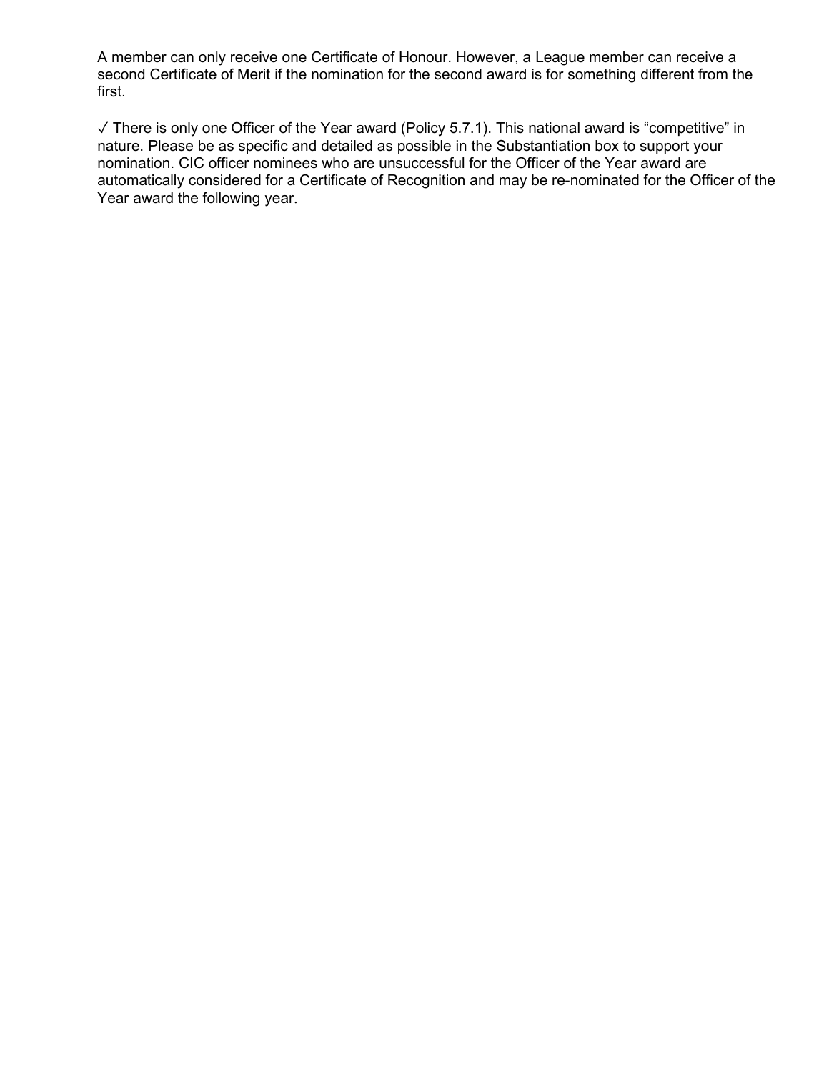A member can only receive one Certificate of Honour. However, a League member can receive a second Certificate of Merit if the nomination for the second award is for something different from the first.

✓ There is only one Officer of the Year award (Policy 5.7.1). This national award is “competitive” in nature. Please be as specific and detailed as possible in the Substantiation box to support your nomination. CIC officer nominees who are unsuccessful for the Officer of the Year award are automatically considered for a Certificate of Recognition and may be re-nominated for the Officer of the Year award the following year.